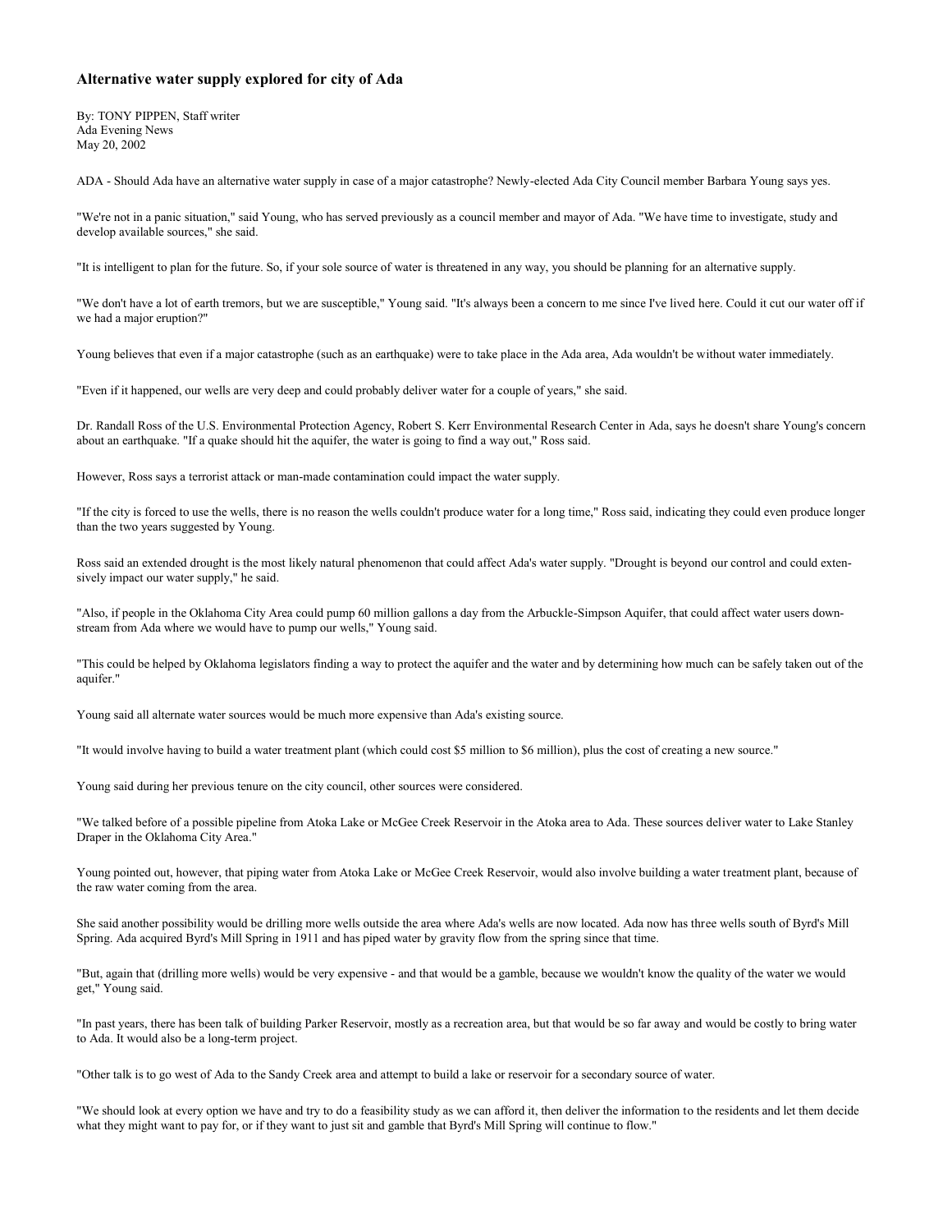# Alternative water supply explored for city of Ada

By: TONY PIPPEN, Staff writer
Ada Evening News
May 20, 2002

ADA - Should Ada have an alternative water supply in case of a major catastrophe? Newly-elected Ada City Council member Barbara Young says yes.

"We're not in a panic situation," said Young, who has served previously as a council member and mayor of Ada. "We have time to investigate, study and develop available sources," she said.

"It is intelligent to plan for the future. So, if your sole source of water is threatened in any way, you should be planning for an alternative supply.

"We don't have a lot of earth tremors, but we are susceptible," Young said. "It's always been a concern to me since I've lived here. Could it cut our water off if we had a major eruption?"

Young believes that even if a major catastrophe (such as an earthquake) were to take place in the Ada area, Ada wouldn't be without water immediately.

"Even if it happened, our wells are very deep and could probably deliver water for a couple of years," she said.

Dr. Randall Ross of the U.S. Environmental Protection Agency, Robert S. Kerr Environmental Research Center in Ada, says he doesn't share Young's concern about an earthquake. "If a quake should hit the aquifer, the water is going to find a way out," Ross said.

However, Ross says a terrorist attack or man-made contamination could impact the water supply.

"If the city is forced to use the wells, there is no reason the wells couldn't produce water for a long time," Ross said, indicating they could even produce longer than the two years suggested by Young.

Ross said an extended drought is the most likely natural phenomenon that could affect Ada's water supply. "Drought is beyond our control and could extensively impact our water supply," he said.

"Also, if people in the Oklahoma City Area could pump 60 million gallons a day from the Arbuckle-Simpson Aquifer, that could affect water users downstream from Ada where we would have to pump our wells," Young said.

"This could be helped by Oklahoma legislators finding a way to protect the aquifer and the water and by determining how much can be safely taken out of the aquifer."

Young said all alternate water sources would be much more expensive than Ada's existing source.

"It would involve having to build a water treatment plant (which could cost $5 million to $6 million), plus the cost of creating a new source."

Young said during her previous tenure on the city council, other sources were considered.

"We talked before of a possible pipeline from Atoka Lake or McGee Creek Reservoir in the Atoka area to Ada. These sources deliver water to Lake Stanley Draper in the Oklahoma City Area."

Young pointed out, however, that piping water from Atoka Lake or McGee Creek Reservoir, would also involve building a water treatment plant, because of the raw water coming from the area.

She said another possibility would be drilling more wells outside the area where Ada's wells are now located. Ada now has three wells south of Byrd's Mill Spring. Ada acquired Byrd's Mill Spring in 1911 and has piped water by gravity flow from the spring since that time.

"But, again that (drilling more wells) would be very expensive - and that would be a gamble, because we wouldn't know the quality of the water we would get," Young said.

"In past years, there has been talk of building Parker Reservoir, mostly as a recreation area, but that would be so far away and would be costly to bring water to Ada. It would also be a long-term project.

"Other talk is to go west of Ada to the Sandy Creek area and attempt to build a lake or reservoir for a secondary source of water.

"We should look at every option we have and try to do a feasibility study as we can afford it, then deliver the information to the residents and let them decide what they might want to pay for, or if they want to just sit and gamble that Byrd's Mill Spring will continue to flow."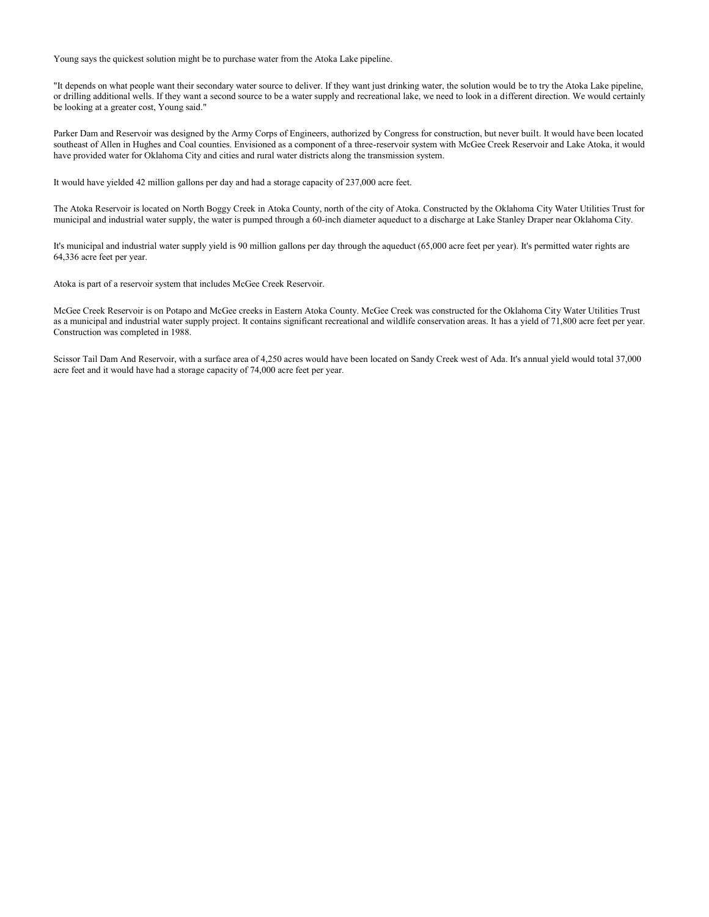Young says the quickest solution might be to purchase water from the Atoka Lake pipeline.

"It depends on what people want their secondary water source to deliver. If they want just drinking water, the solution would be to try the Atoka Lake pipeline, or drilling additional wells. If they want a second source to be a water supply and recreational lake, we need to look in a different direction. We would certainly be looking at a greater cost, Young said."

Parker Dam and Reservoir was designed by the Army Corps of Engineers, authorized by Congress for construction, but never built. It would have been located southeast of Allen in Hughes and Coal counties. Envisioned as a component of a three-reservoir system with McGee Creek Reservoir and Lake Atoka, it would have provided water for Oklahoma City and cities and rural water districts along the transmission system.

It would have yielded 42 million gallons per day and had a storage capacity of 237,000 acre feet.

The Atoka Reservoir is located on North Boggy Creek in Atoka County, north of the city of Atoka. Constructed by the Oklahoma City Water Utilities Trust for municipal and industrial water supply, the water is pumped through a 60-inch diameter aqueduct to a discharge at Lake Stanley Draper near Oklahoma City.

It's municipal and industrial water supply yield is 90 million gallons per day through the aqueduct (65,000 acre feet per year). It's permitted water rights are 64,336 acre feet per year.

Atoka is part of a reservoir system that includes McGee Creek Reservoir.

McGee Creek Reservoir is on Potapo and McGee creeks in Eastern Atoka County. McGee Creek was constructed for the Oklahoma City Water Utilities Trust as a municipal and industrial water supply project. It contains significant recreational and wildlife conservation areas. It has a yield of 71,800 acre feet per year. Construction was completed in 1988.

Scissor Tail Dam And Reservoir, with a surface area of 4,250 acres would have been located on Sandy Creek west of Ada. It's annual yield would total 37,000 acre feet and it would have had a storage capacity of 74,000 acre feet per year.